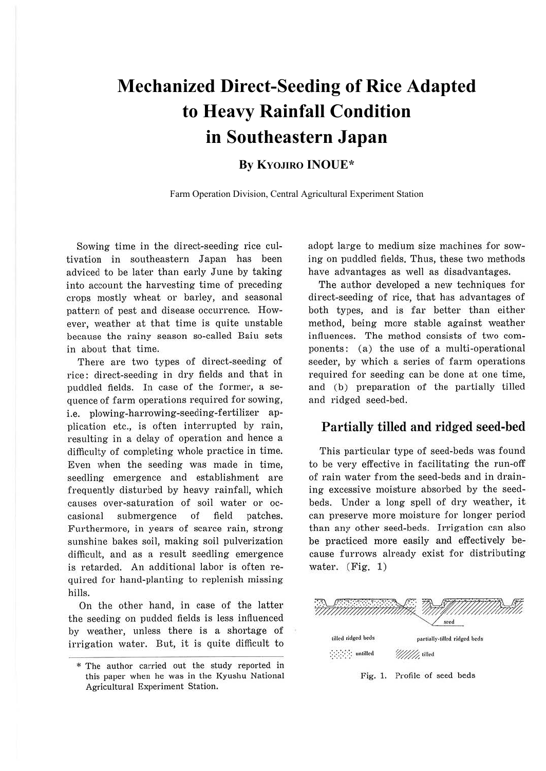# Mechanized Direct-Seeding of Rice Adapted to Heavy Rainfall Condition in Southeastern Japan

## By KYOJIRO INOUE*

Farm Operation Division, Central Agricultural Experiment Station

Sowing time in the direct-seeding rice cultivation in southeastern Japan has been adviced to be later than early June by taking into account the harvesting time of preceding crops mostly wheat or barley, and seasonal pattern of pest and disease occurrence. However, weather at that time is quite unstable because the rainy season so-called Baiu sets in about that time.

There are two types of direct-seeding of rice: direct-seeding in dry fields and that in puddled fields. In case of the former, a sequence of farm operations required for sowing, i.e. plowing-harrowing-seeding-fertilizer application etc., is often interrupted by rain, resulting in a delay of operation and hence a difficulty of completing whole practice in time. Even when the seeding was made in time, seedling emergence and establishment are frequently disturbed by heavy rainfall, which causes over-saturation of soil water or occasional submergence of field patches. Furthermore, in years of scarce rain, strong sunshine bakes soil, making soil pulverization difficult, and as a result seedling emergence is retarded. An additional labor is often required for hand-planting to replenish missing hills.

On the other hand, in case of the latter the seeding on pudded fields is less influenced by weather, unless there is a shortage of irrigation water. But, it is quite difficult to adopt large to medium size machines for sowing on puddled fields. Thus, these two methods have advantages as well as disadvantages.

The author developed a new techniques for direct-seeding of rice, that has advantages of both types, and is far better than either method, being more stable against weather influences. The method consists of two components: (a) the use of a multi-operational seeder, by which a series of farm operations required for seeding can be done at one time, and (b) preparation of the partially tilled and ridged seed-bed.

## Partially tilled and ridged seed-bed

This particular type of seed-beds was found to be very effective in facilitating the run-off of rain water from the seed-beds and in draining excessive moisture absorbed by the seed-beds. Under a long spell of dry weather, it can preserve more moisture for longer period than any other seed-beds. Irrigation can also be practiced more easily and effectively because furrows already exist for distributing water. (Fig. 1)

seed

tilled ridged beds | partially-tilled ridged beds

untilled | tilled

Fig. 1. Profile of seed beds

* The author carried out the study reported in this paper when he was in the Kyushu National Agricultural Experiment Station.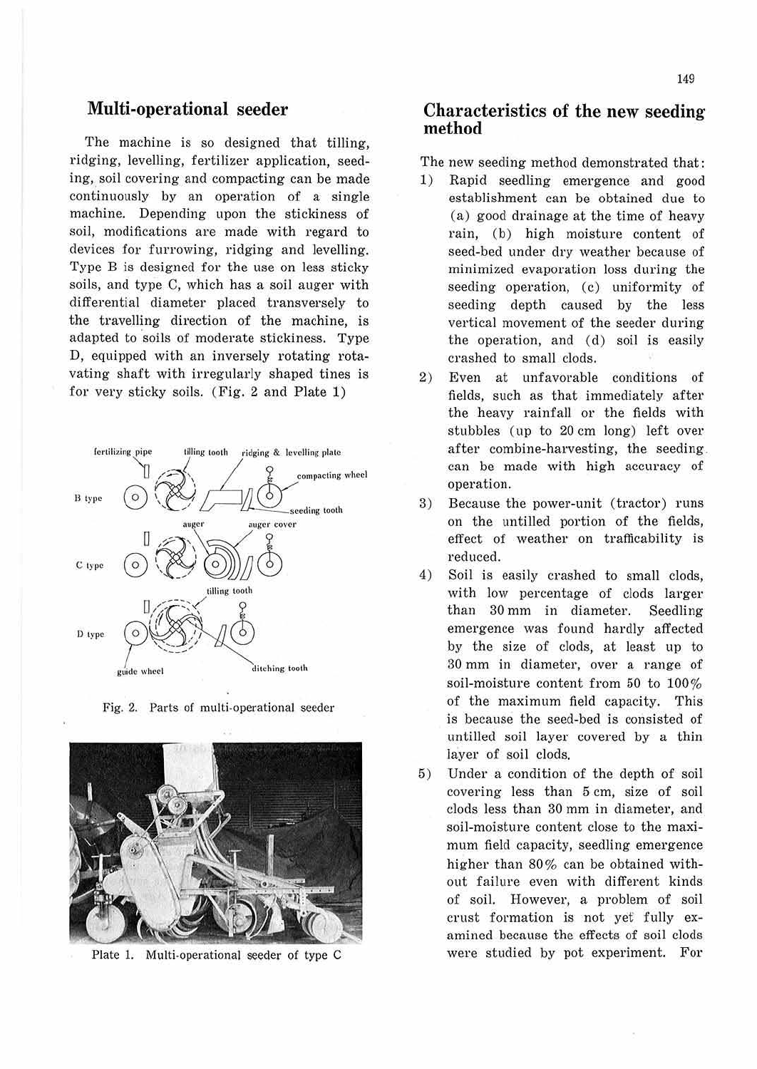## Multi-operational seeder

The machine is so designed that tilling, ridging, levelling, fertilizer application, seeding, soil covering and compacting can be made continuously by an operation of a single machine. Depending upon the stickiness of soil, modifications are made with regard to devices for furrowing, ridging and levelling. Type B is designed for the use on less sticky soils, and type C, which has a soil auger with differential diameter placed transversely to the travelling direction of the machine, is adapted to soils of moderate stickiness. Type D, equipped with an inversely rotating rotavating shaft with irregularly shaped tines is for very sticky soils. (Fig. 2 and Plate 1)

Fig. 2. Parts of multi-operational seeder

Plate 1. Multi-operational seeder of type C

## Characteristics of the new seeding method

The new seeding method demonstrated that:

1) Rapid seedling emergence and good establishment can be obtained due to (a) good drainage at the time of heavy rain, (b) high moisture content of seed-bed under dry weather because of minimized evaporation loss during the seeding operation, (c) uniformity of seeding depth caused by the less vertical movement of the seeder during the operation, and (d) soil is easily crashed to small clods.
2) Even at unfavorable conditions of fields, such as that immediately after the heavy rainfall or the fields with stubbles (up to 20 cm long) left over after combine-harvesting, the seeding can be made with high accuracy of operation.
3) Because the power-unit (tractor) runs on the untilled portion of the fields, effect of weather on trafficability is reduced.
4) Soil is easily crashed to small clods, with low percentage of clods larger than 30 mm in diameter. Seedling emergence was found hardly affected by the size of clods, at least up to 30 mm in diameter, over a range of soil-moisture content from 50 to 100% of the maximum field capacity. This is because the seed-bed is consisted of untilled soil layer covered by a thin layer of soil clods.
5) Under a condition of the depth of soil covering less than 5 cm, size of soil clods less than 30 mm in diameter, and soil-moisture content close to the maximum field capacity, seedling emergence higher than 80% can be obtained without failure even with different kinds of soil. However, a problem of soil crust formation is not yet fully examined because the effects of soil clods were studied by pot experiment. For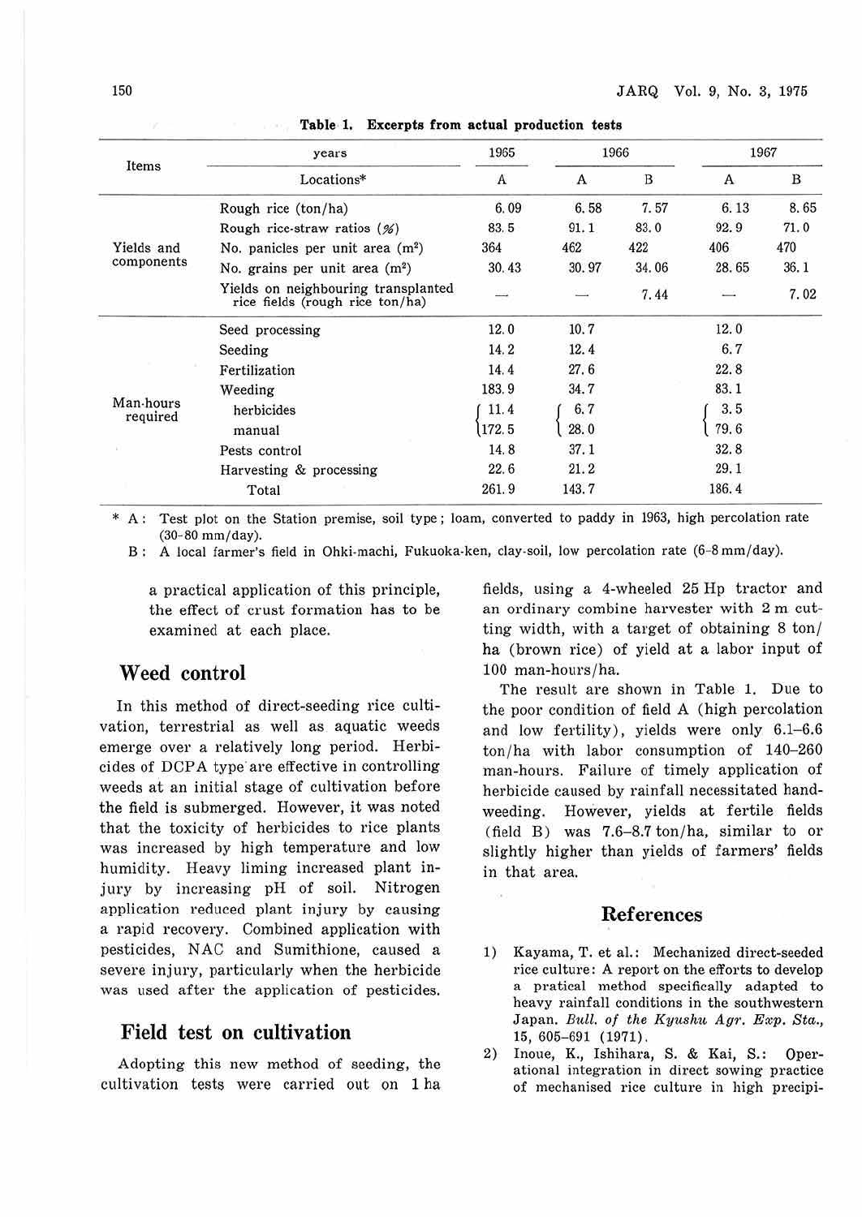**Table 1. Excerpts from actual production tests**

| Items | years | 1965 | 1966 | | 1967 | |
|---|---|---|---|---|---|---|
| | Locations* | A | A | B | A | B |
| Yields and components | Rough rice (ton/ha) | 6.09 | 6.58 | 7.57 | 6.13 | 8.65 |
| | Rough rice-straw ratios (%) | 83.5 | 91.1 | 83.0 | 92.9 | 71.0 |
| | No. panicles per unit area ($m^2$) | 364 | 462 | 422 | 406 | 470 |
| | No. grains per unit area ($m^2$) | 30.43 | 30.97 | 34.06 | 28.65 | 36.1 |
| | Yields on neighbouring transplanted rice fields (rough rice ton/ha) | — | — | 7.44 | — | 7.02 |
| Man-hours required | Seed processing | 12.0 | 10.7 | | 12.0 | |
| | Seeding | 14.2 | 12.4 | | 6.7 | |
| | Fertilization | 14.4 | 27.6 | | 22.8 | |
| | Weeding | 183.9 | 34.7 | | 83.1 | |
| | herbicides | 11.4 | 6.7 | | 3.5 | |
| | manual | 172.5 | 28.0 | | 79.6 | |
| | Pests control | 14.8 | 37.1 | | 32.8 | |
| | Harvesting & processing | 22.6 | 21.2 | | 29.1 | |
| | Total | 261.9 | 143.7 | | 186.4 | |

\* A : Test plot on the Station premise, soil type; loam, converted to paddy in 1963, high percolation rate (30-80 mm/day).
B : A local farmer's field in Ohki-machi, Fukuoka-ken, clay-soil, low percolation rate (6-8 mm/day).

a practical application of this principle, the effect of crust formation has to be examined at each place.

## Weed control

In this method of direct-seeding rice cultivation, terrestrial as well as aquatic weeds emerge over a relatively long period. Herbicides of DCPA type are effective in controlling weeds at an initial stage of cultivation before the field is submerged. However, it was noted that the toxicity of herbicides to rice plants was increased by high temperature and low humidity. Heavy liming increased plant injury by increasing pH of soil. Nitrogen application reduced plant injury by causing a rapid recovery. Combined application with pesticides, NAC and Sumithione, caused a severe injury, particularly when the herbicide was used after the application of pesticides.

## Field test on cultivation

Adopting this new method of seeding, the cultivation tests were carried out on 1 ha fields, using a 4-wheeled 25 Hp tractor and an ordinary combine harvester with 2 m cutting width, with a target of obtaining 8 ton/ha (brown rice) of yield at a labor input of 100 man-hours/ha.

The result are shown in Table 1. Due to the poor condition of field A (high percolation and low fertility), yields were only 6.1–6.6 ton/ha with labor consumption of 140–260 man-hours. Failure of timely application of herbicide caused by rainfall necessitated hand-weeding. However, yields at fertile fields (field B) was 7.6–8.7 ton/ha, similar to or slightly higher than yields of farmers' fields in that area.

## References

1) Kayama, T. et al.: Mechanized direct-seeded rice culture: A report on the efforts to develop a pratical method specifically adapted to heavy rainfall conditions in the southwestern Japan. *Bull. of the Kyushu Agr. Exp. Sta.*, 15, 605–691 (1971).
2) Inoue, K., Ishihara, S. & Kai, S.: Operational integration in direct sowing practice of mechanised rice culture in high precipi-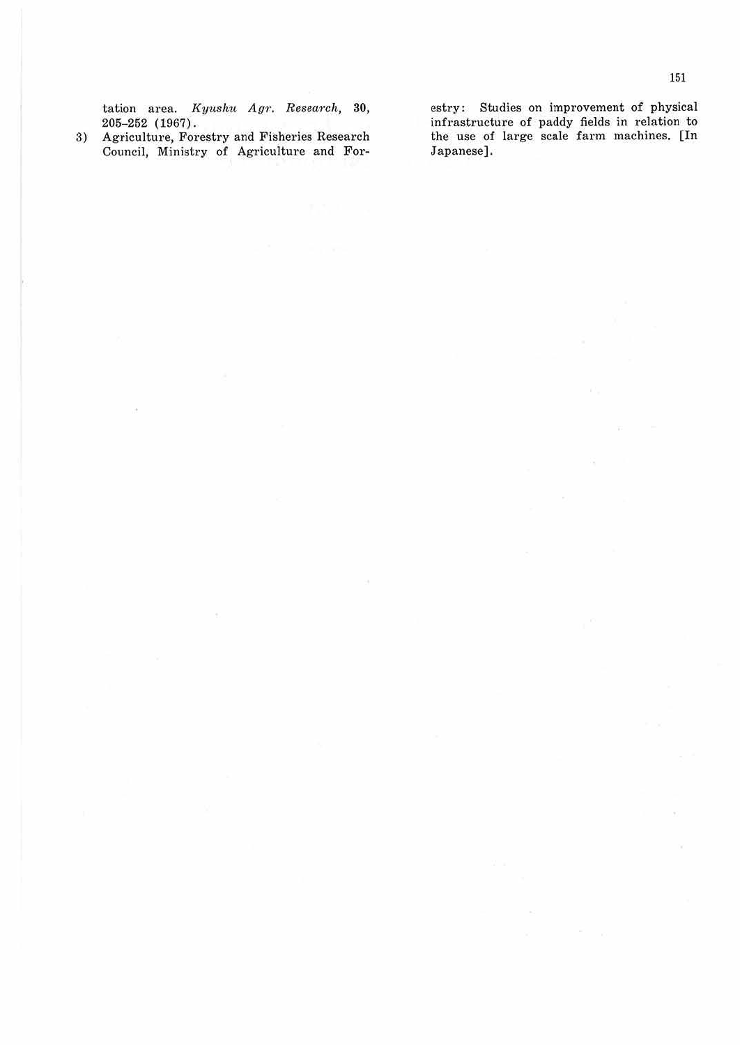tation area. *Kyushu Agr. Research*, **30**, 205–252 (1967).

3) Agriculture, Forestry and Fisheries Research Council, Ministry of Agriculture and Forestry: Studies on improvement of physical infrastructure of paddy fields in relation to the use of large scale farm machines. [In Japanese].